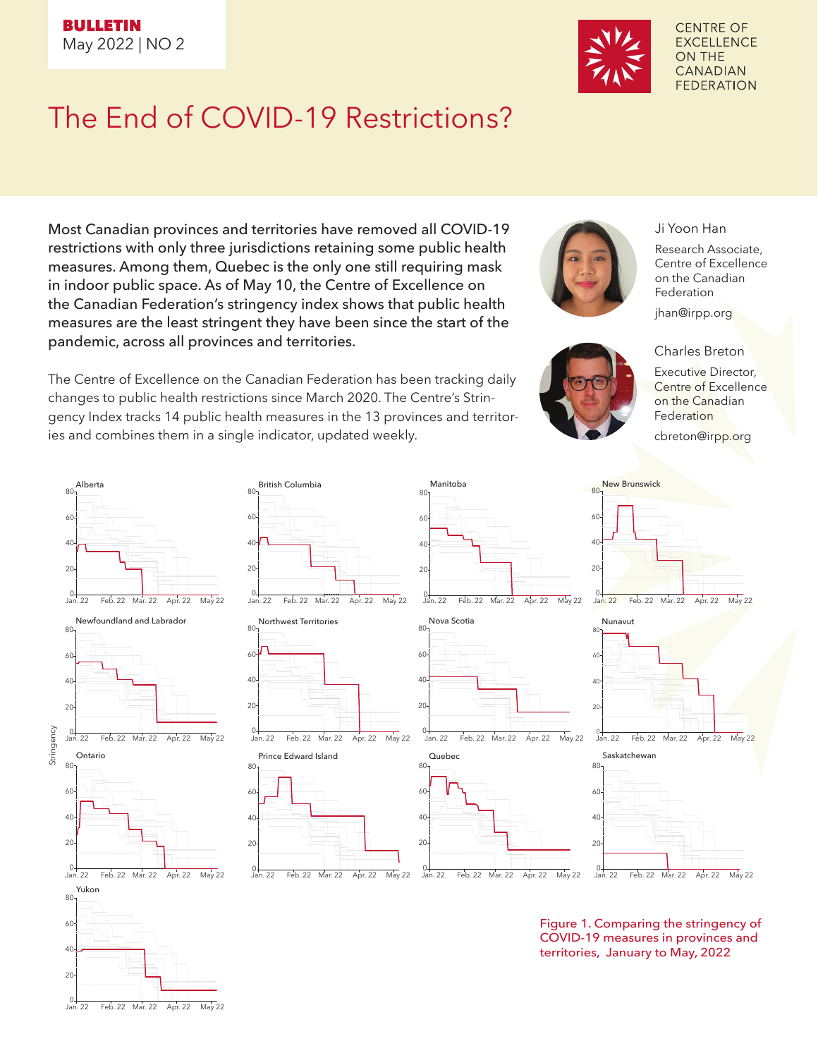**BULLETIN**
May 2022 | NO 2

CENTRE OF EXCELLENCE ON THE CANADIAN FEDERATION

# The End of COVID-19 Restrictions?

**Most Canadian provinces and territories have removed all COVID-19 restrictions with only three jurisdictions retaining some public health measures. Among them, Quebec is the only one still requiring mask in indoor public space. As of May 10, the Centre of Excellence on the Canadian Federation's stringency index shows that public health measures are the least stringent they have been since the start of the pandemic, across all provinces and territories.**

Ji Yoon Han
Research Associate, Centre of Excellence on the Canadian Federation
jhan@irpp.org

Charles Breton
Executive Director, Centre of Excellence on the Canadian Federation
cbreton@irpp.org

The Centre of Excellence on the Canadian Federation has been tracking daily changes to public health restrictions since March 2020. The Centre's Stringency Index tracks 14 public health measures in the 13 provinces and territories and combines them in a single indicator, updated weekly.

Figure 1. Comparing the stringency of COVID-19 measures in provinces and territories, January to May, 2022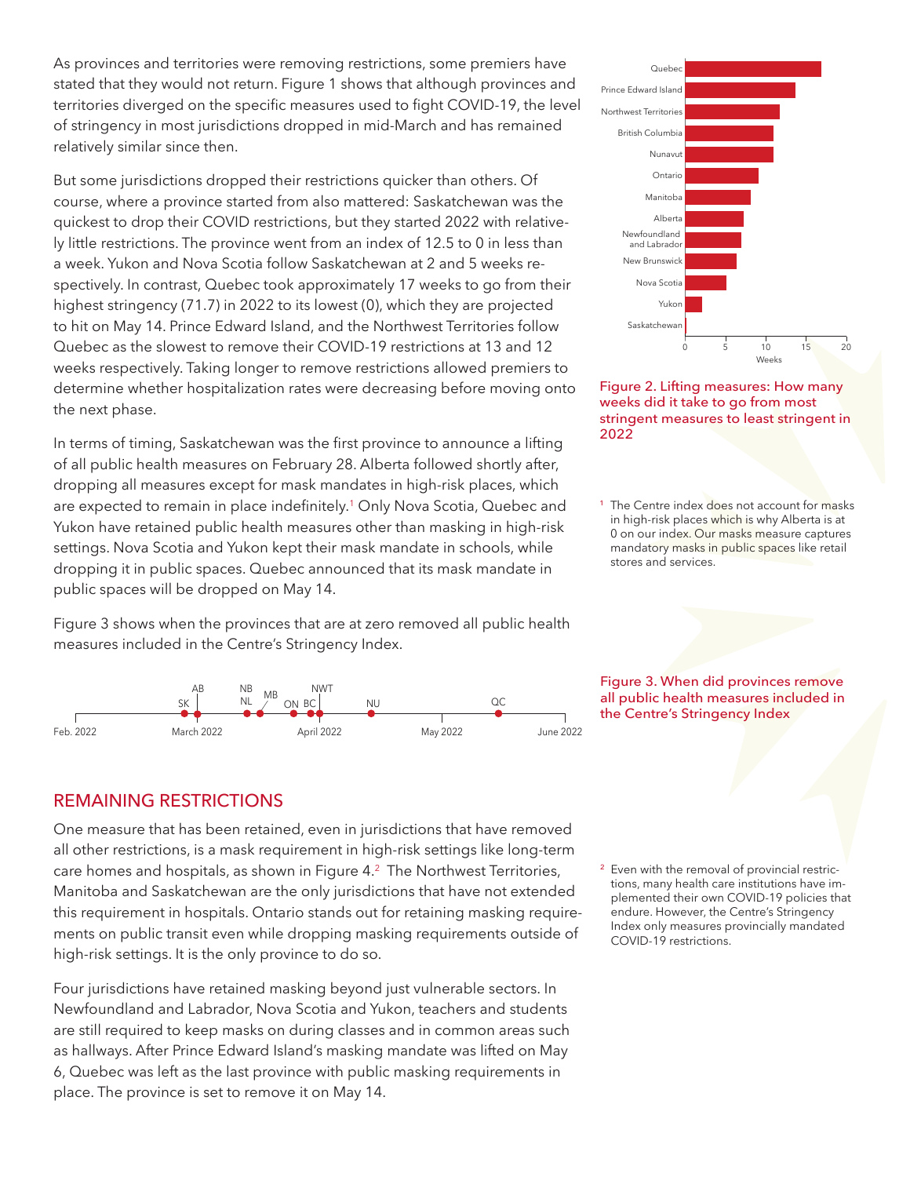As provinces and territories were removing restrictions, some premiers have stated that they would not return. Figure 1 shows that although provinces and territories diverged on the specific measures used to fight COVID-19, the level of stringency in most jurisdictions dropped in mid-March and has remained relatively similar since then.

But some jurisdictions dropped their restrictions quicker than others. Of course, where a province started from also mattered: Saskatchewan was the quickest to drop their COVID restrictions, but they started 2022 with relatively little restrictions. The province went from an index of 12.5 to 0 in less than a week. Yukon and Nova Scotia follow Saskatchewan at 2 and 5 weeks respectively. In contrast, Quebec took approximately 17 weeks to go from their highest stringency (71.7) in 2022 to its lowest (0), which they are projected to hit on May 14. Prince Edward Island, and the Northwest Territories follow Quebec as the slowest to remove their COVID-19 restrictions at 13 and 12 weeks respectively. Taking longer to remove restrictions allowed premiers to determine whether hospitalization rates were decreasing before moving onto the next phase.

In terms of timing, Saskatchewan was the first province to announce a lifting of all public health measures on February 28. Alberta followed shortly after, dropping all measures except for mask mandates in high-risk places, which are expected to remain in place indefinitely.[1] Only Nova Scotia, Quebec and Yukon have retained public health measures other than masking in high-risk settings. Nova Scotia and Yukon kept their mask mandate in schools, while dropping it in public spaces. Quebec announced that its mask mandate in public spaces will be dropped on May 14.

Figure 3 shows when the provinces that are at zero removed all public health measures included in the Centre's Stringency Index.

| Jurisdiction | Weeks |
|---|---|
| Quebec | ~17 |
| Prince Edward Island | ~13.5 |
| Northwest Territories | ~11.5 |
| British Columbia | ~11 |
| Nunavut | ~11 |
| Ontario | ~9 |
| Manitoba | ~8 |
| Alberta | ~7 |
| Newfoundland and Labrador | ~7 |
| New Brunswick | ~6.5 |
| Nova Scotia | ~5 |
| Yukon | ~2 |
| Saskatchewan | ~0 |

Figure 2. Lifting measures: How many weeks did it take to go from most stringent measures to least stringent in 2022

[1] The Centre index does not account for masks in high-risk places which is why Alberta is at 0 on our index. Our masks measure captures mandatory masks in public spaces like retail stores and services.

Timeline (Feb. 2022 – June 2022): SK, AB (March 2022); NB, NL, MB, ON, BC, NWT (late March – April 2022); NU (April 2022); QC (May 2022)

Figure 3. When did provinces remove all public health measures included in the Centre's Stringency Index

## REMAINING RESTRICTIONS

One measure that has been retained, even in jurisdictions that have removed all other restrictions, is a mask requirement in high-risk settings like long-term care homes and hospitals, as shown in Figure 4.[2] The Northwest Territories, Manitoba and Saskatchewan are the only jurisdictions that have not extended this requirement in hospitals. Ontario stands out for retaining masking requirements on public transit even while dropping masking requirements outside of high-risk settings. It is the only province to do so.

Four jurisdictions have retained masking beyond just vulnerable sectors. In Newfoundland and Labrador, Nova Scotia and Yukon, teachers and students are still required to keep masks on during classes and in common areas such as hallways. After Prince Edward Island's masking mandate was lifted on May 6, Quebec was left as the last province with public masking requirements in place. The province is set to remove it on May 14.

[2] Even with the removal of provincial restrictions, many health care institutions have implemented their own COVID-19 policies that endure. However, the Centre's Stringency Index only measures provincially mandated COVID-19 restrictions.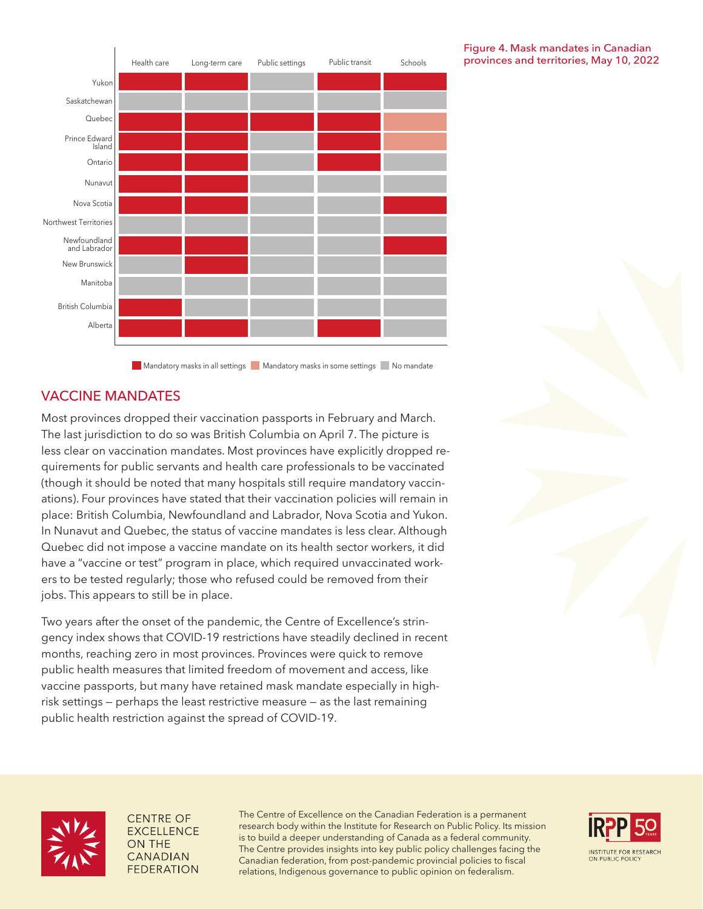Figure 4. Mask mandates in Canadian provinces and territories, May 10, 2022

Health care
Long-term care
Public settings
Public transit
Schools

Yukon
Saskatchewan
Quebec
Prince Edward Island
Ontario
Nunavut
Nova Scotia
Northwest Territories
Newfoundland and Labrador
New Brunswick
Manitoba
British Columbia
Alberta

Mandatory masks in all settings
Mandatory masks in some settings
No mandate

## VACCINE MANDATES

Most provinces dropped their vaccination passports in February and March. The last jurisdiction to do so was British Columbia on April 7. The picture is less clear on vaccination mandates. Most provinces have explicitly dropped requirements for public servants and health care professionals to be vaccinated (though it should be noted that many hospitals still require mandatory vaccinations). Four provinces have stated that their vaccination policies will remain in place: British Columbia, Newfoundland and Labrador, Nova Scotia and Yukon. In Nunavut and Quebec, the status of vaccine mandates is less clear. Although Quebec did not impose a vaccine mandate on its health sector workers, it did have a "vaccine or test" program in place, which required unvaccinated workers to be tested regularly; those who refused could be removed from their jobs. This appears to still be in place.

Two years after the onset of the pandemic, the Centre of Excellence's stringency index shows that COVID-19 restrictions have steadily declined in recent months, reaching zero in most provinces. Provinces were quick to remove public health measures that limited freedom of movement and access, like vaccine passports, but many have retained mask mandate especially in high-risk settings — perhaps the least restrictive measure — as the last remaining public health restriction against the spread of COVID-19.

CENTRE OF EXCELLENCE ON THE CANADIAN FEDERATION

The Centre of Excellence on the Canadian Federation is a permanent research body within the Institute for Research on Public Policy. Its mission is to build a deeper understanding of Canada as a federal community. The Centre provides insights into key public policy challenges facing the Canadian federation, from post-pandemic provincial policies to fiscal relations, Indigenous governance to public opinion on federalism.

IRPP 50 YEARS
INSTITUTE FOR RESEARCH ON PUBLIC POLICY